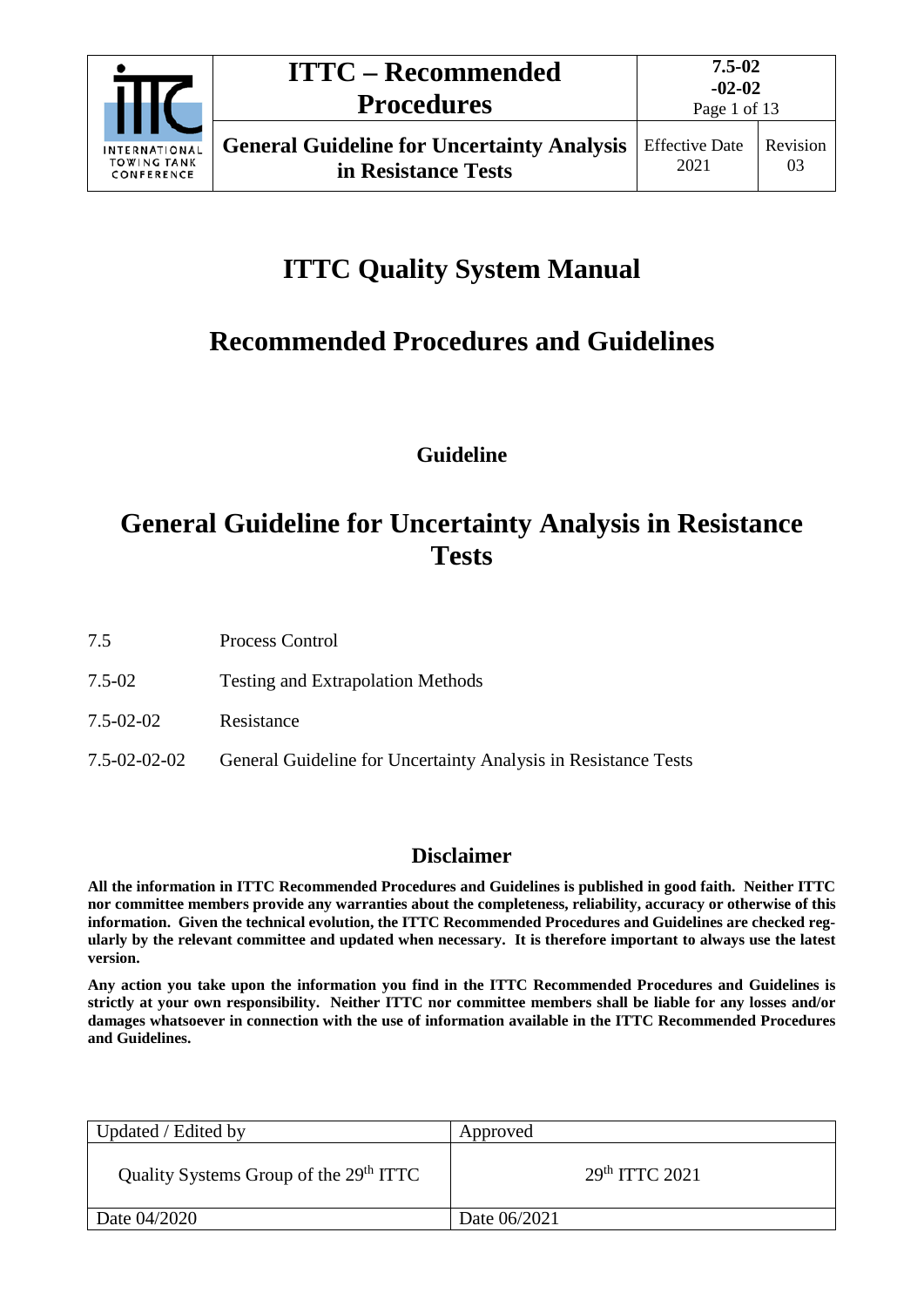# ITTC Quality System Manual

## Recommended Procedures and Guidelines

**Guideline**

## General Guideline for Uncertainty Analysis in Resistance Tests

| | |
|---|---|
| 7.5 | Process Control |
| 7.5-02 | Testing and Extrapolation Methods |
| 7.5-02-02 | Resistance |
| 7.5-02-02-02 | General Guideline for Uncertainty Analysis in Resistance Tests |

### Disclaimer

**All the information in ITTC Recommended Procedures and Guidelines is published in good faith. Neither ITTC nor committee members provide any warranties about the completeness, reliability, accuracy or otherwise of this information. Given the technical evolution, the ITTC Recommended Procedures and Guidelines are checked regularly by the relevant committee and updated when necessary. It is therefore important to always use the latest version.**

**Any action you take upon the information you find in the ITTC Recommended Procedures and Guidelines is strictly at your own responsibility. Neither ITTC nor committee members shall be liable for any losses and/or damages whatsoever in connection with the use of information available in the ITTC Recommended Procedures and Guidelines.**

| Updated / Edited by | Approved |
|---|---|
| Quality Systems Group of the 29th ITTC | 29th ITTC 2021 |
| Date 04/2020 | Date 06/2021 |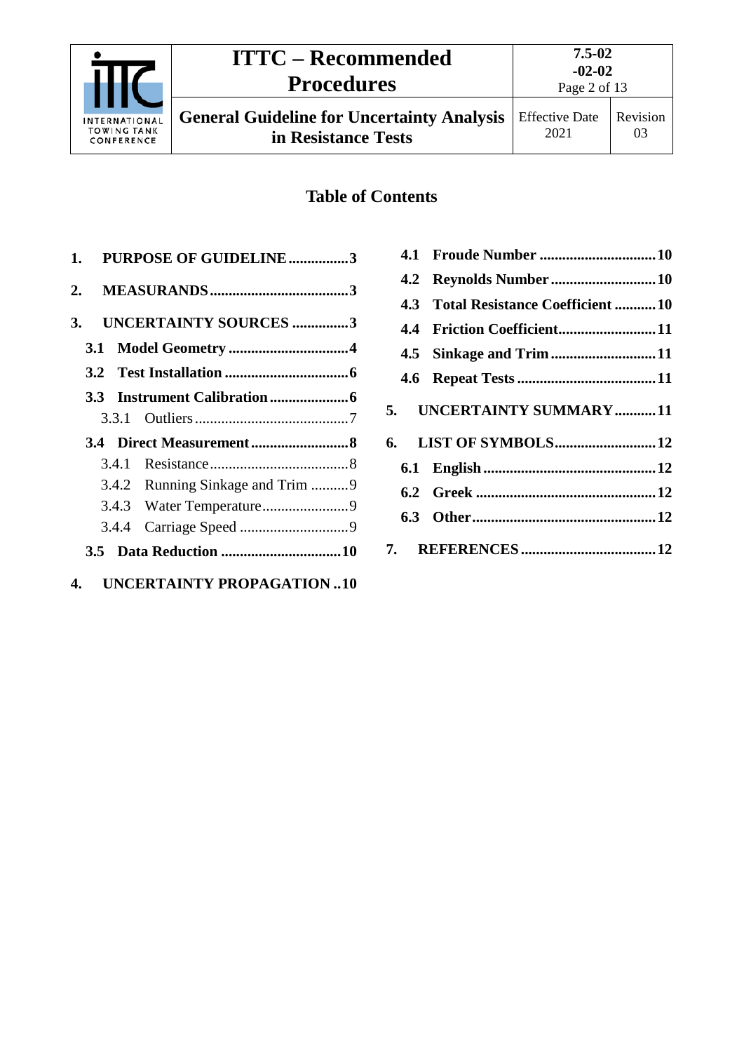## Table of Contents

1. **PURPOSE OF GUIDELINE** ................3
2. **MEASURANDS** .....................................3
3. **UNCERTAINTY SOURCES** ...............3
   - **3.1 Model Geometry** ................................4
   - **3.2 Test Installation** .................................6
   - **3.3 Instrument Calibration** .....................6
     - 3.3.1 Outliers .........................................7
   - **3.4 Direct Measurement** ..........................8
     - 3.4.1 Resistance .....................................8
     - 3.4.2 Running Sinkage and Trim ..........9
     - 3.4.3 Water Temperature .......................9
     - 3.4.4 Carriage Speed .............................9
   - **3.5 Data Reduction** ................................10
4. **UNCERTAINTY PROPAGATION** ..10
   - **4.1 Froude Number** ...............................10
   - **4.2 Reynolds Number** ............................10
   - **4.3 Total Resistance Coefficient** ...........10
   - **4.4 Friction Coefficient** ..........................11
   - **4.5 Sinkage and Trim** ............................11
   - **4.6 Repeat Tests** .....................................11
5. **UNCERTAINTY SUMMARY** ...........11
6. **LIST OF SYMBOLS** ...........................12
   - **6.1 English** .............................................12
   - **6.2 Greek** ................................................12
   - **6.3 Other** .................................................12
7. **REFERENCES** ....................................12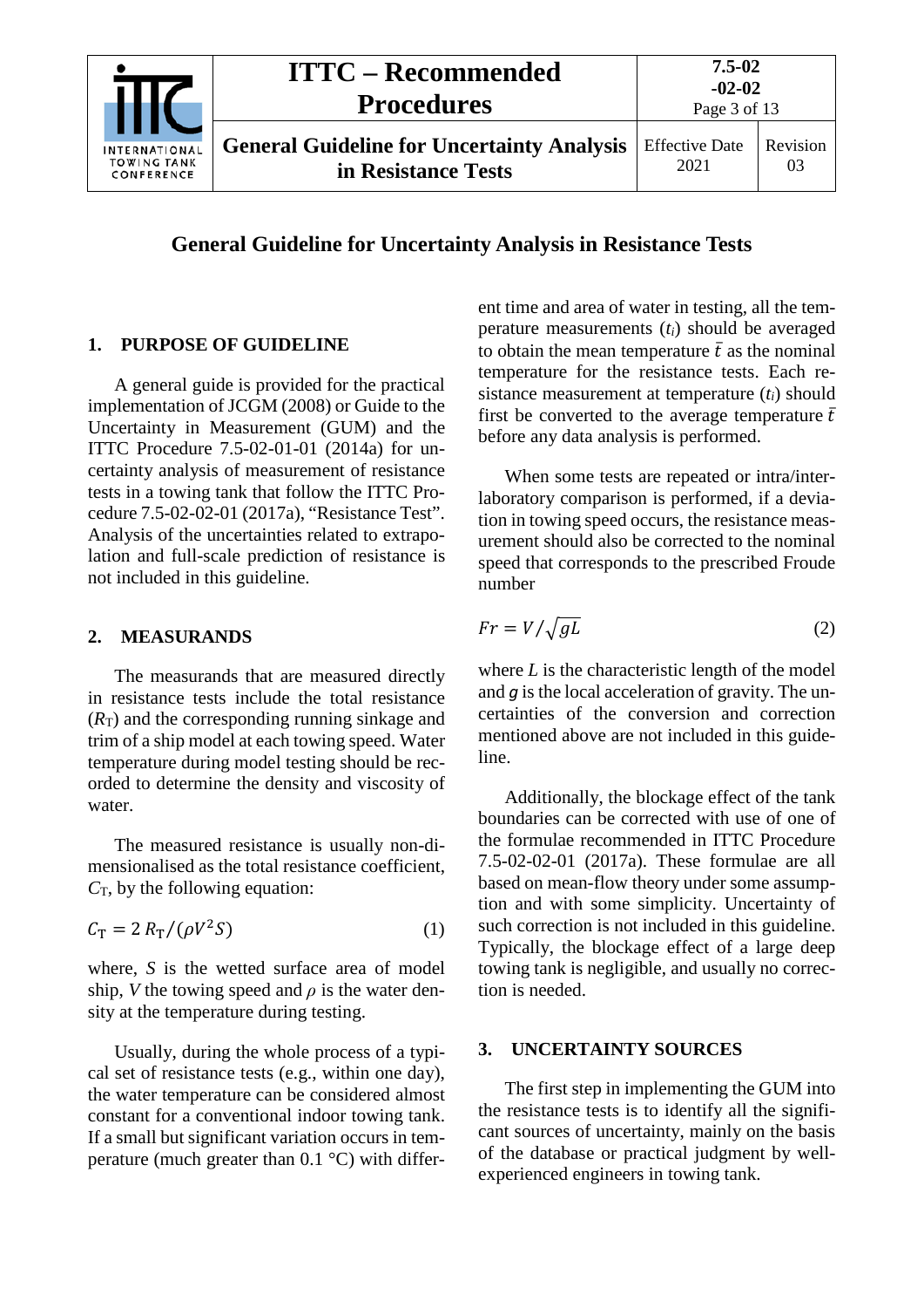# General Guideline for Uncertainty Analysis in Resistance Tests

## 1. PURPOSE OF GUIDELINE

A general guide is provided for the practical implementation of JCGM (2008) or Guide to the Uncertainty in Measurement (GUM) and the ITTC Procedure 7.5-02-01-01 (2014a) for uncertainty analysis of measurement of resistance tests in a towing tank that follow the ITTC Procedure 7.5-02-02-01 (2017a), "Resistance Test". Analysis of the uncertainties related to extrapolation and full-scale prediction of resistance is not included in this guideline.

## 2. MEASURANDS

The measurands that are measured directly in resistance tests include the total resistance ($R_T$) and the corresponding running sinkage and trim of a ship model at each towing speed. Water temperature during model testing should be recorded to determine the density and viscosity of water.

The measured resistance is usually non-dimensionalised as the total resistance coefficient, $C_T$, by the following equation:

$$C_T = 2\, R_T/(\rho V^2 S) \tag{1}$$

where, $S$ is the wetted surface area of model ship, $V$ the towing speed and $\rho$ is the water density at the temperature during testing.

Usually, during the whole process of a typical set of resistance tests (e.g., within one day), the water temperature can be considered almost constant for a conventional indoor towing tank. If a small but significant variation occurs in temperature (much greater than 0.1 °C) with different time and area of water in testing, all the temperature measurements ($t_i$) should be averaged to obtain the mean temperature $\bar{t}$ as the nominal temperature for the resistance tests. Each resistance measurement at temperature ($t_i$) should first be converted to the average temperature $\bar{t}$ before any data analysis is performed.

When some tests are repeated or intra/inter-laboratory comparison is performed, if a deviation in towing speed occurs, the resistance measurement should also be corrected to the nominal speed that corresponds to the prescribed Froude number

$$Fr = V/\sqrt{gL} \tag{2}$$

where $L$ is the characteristic length of the model and $g$ is the local acceleration of gravity. The uncertainties of the conversion and correction mentioned above are not included in this guideline.

Additionally, the blockage effect of the tank boundaries can be corrected with use of one of the formulae recommended in ITTC Procedure 7.5-02-02-01 (2017a). These formulae are all based on mean-flow theory under some assumption and with some simplicity. Uncertainty of such correction is not included in this guideline. Typically, the blockage effect of a large deep towing tank is negligible, and usually no correction is needed.

## 3. UNCERTAINTY SOURCES

The first step in implementing the GUM into the resistance tests is to identify all the significant sources of uncertainty, mainly on the basis of the database or practical judgment by well-experienced engineers in towing tank.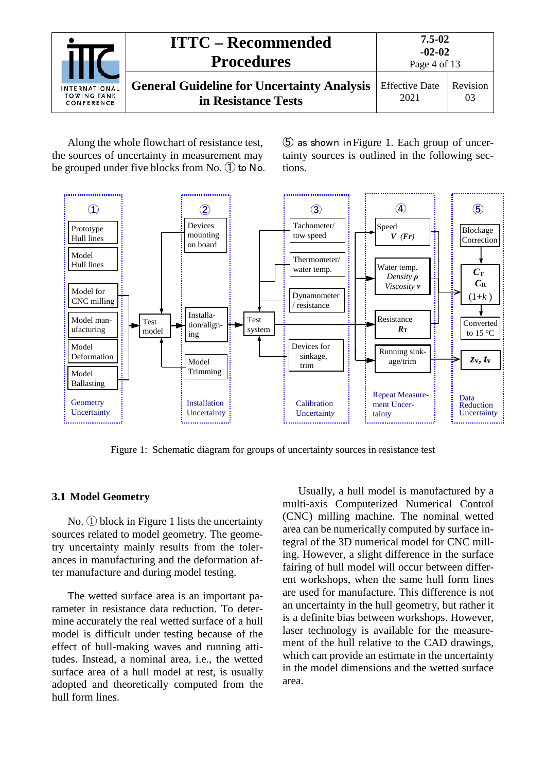Along the whole flowchart of resistance test, the sources of uncertainty in measurement may be grouped under five blocks from No. ① to No. ⑤ as shown in Figure 1. Each group of uncertainty sources is outlined in the following sections.

Figure 1: Schematic diagram for groups of uncertainty sources in resistance test

### 3.1 Model Geometry

No. ① block in Figure 1 lists the uncertainty sources related to model geometry. The geometry uncertainty mainly results from the tolerances in manufacturing and the deformation after manufacture and during model testing.

The wetted surface area is an important parameter in resistance data reduction. To determine accurately the real wetted surface of a hull model is difficult under testing because of the effect of hull-making waves and running attitudes. Instead, a nominal area, i.e., the wetted surface area of a hull model at rest, is usually adopted and theoretically computed from the hull form lines.

Usually, a hull model is manufactured by a multi-axis Computerized Numerical Control (CNC) milling machine. The nominal wetted area can be numerically computed by surface integral of the 3D numerical model for CNC milling. However, a slight difference in the surface fairing of hull model will occur between different workshops, when the same hull form lines are used for manufacture. This difference is not an uncertainty in the hull geometry, but rather it is a definite bias between workshops. However, laser technology is available for the measurement of the hull relative to the CAD drawings, which can provide an estimate in the uncertainty in the model dimensions and the wetted surface area.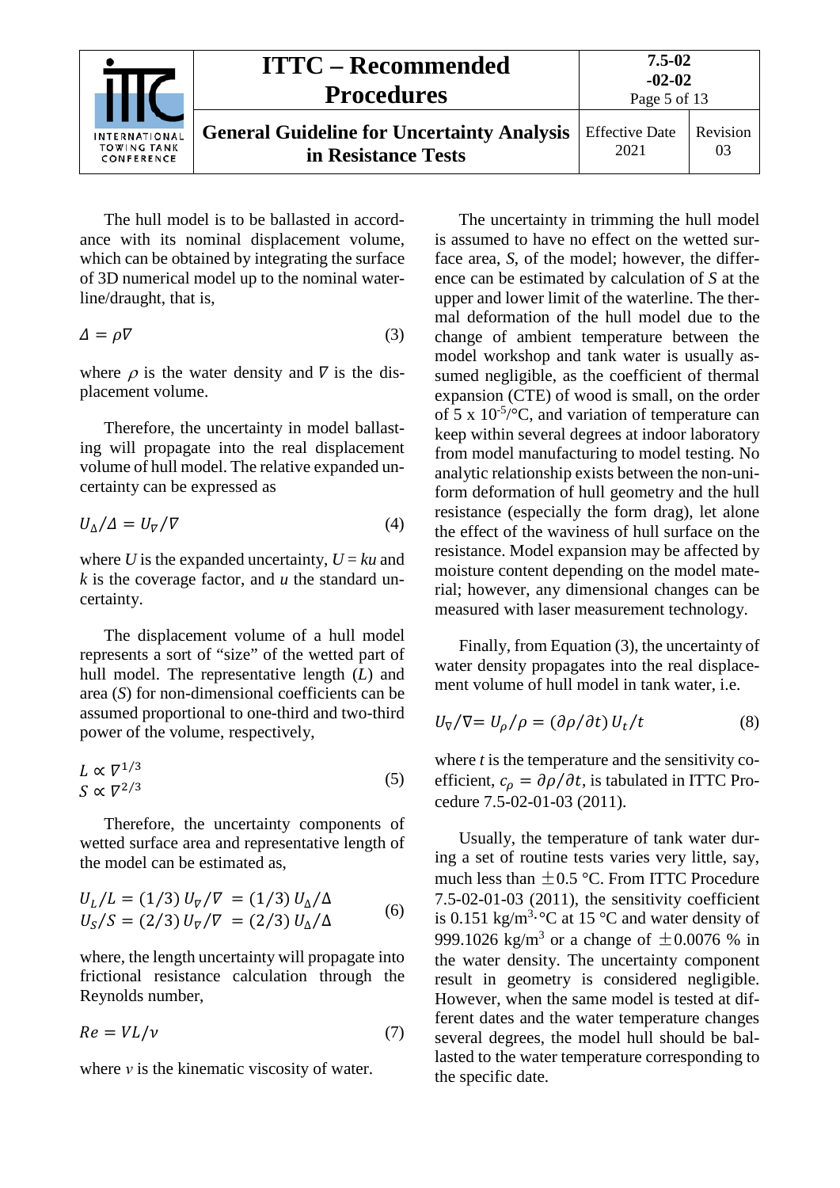The hull model is to be ballasted in accordance with its nominal displacement volume, which can be obtained by integrating the surface of 3D numerical model up to the nominal waterline/draught, that is,

$$\Delta = \rho \nabla \tag{3}$$

where $\rho$ is the water density and $\nabla$ is the displacement volume.

Therefore, the uncertainty in model ballasting will propagate into the real displacement volume of hull model. The relative expanded uncertainty can be expressed as

$$U_\Delta/\Delta = U_\nabla/\nabla \tag{4}$$

where $U$ is the expanded uncertainty, $U = ku$ and $k$ is the coverage factor, and $u$ the standard uncertainty.

The displacement volume of a hull model represents a sort of "size" of the wetted part of hull model. The representative length ($L$) and area ($S$) for non-dimensional coefficients can be assumed proportional to one-third and two-third power of the volume, respectively,

$$\begin{aligned} L &\propto \nabla^{1/3} \\ S &\propto \nabla^{2/3} \end{aligned} \tag{5}$$

Therefore, the uncertainty components of wetted surface area and representative length of the model can be estimated as,

$$\begin{aligned} U_L/L &= (1/3)\, U_\nabla/\nabla \;= (1/3)\, U_\Delta/\Delta \\ U_S/S &= (2/3)\, U_\nabla/\nabla \;= (2/3)\, U_\Delta/\Delta \end{aligned} \tag{6}$$

where, the length uncertainty will propagate into frictional resistance calculation through the Reynolds number,

$$Re = VL/\nu \tag{7}$$

where $\nu$ is the kinematic viscosity of water.

The uncertainty in trimming the hull model is assumed to have no effect on the wetted surface area, $S$, of the model; however, the difference can be estimated by calculation of $S$ at the upper and lower limit of the waterline. The thermal deformation of the hull model due to the change of ambient temperature between the model workshop and tank water is usually assumed negligible, as the coefficient of thermal expansion (CTE) of wood is small, on the order of 5 x $10^{-5}$/°C, and variation of temperature can keep within several degrees at indoor laboratory from model manufacturing to model testing. No analytic relationship exists between the non-uniform deformation of hull geometry and the hull resistance (especially the form drag), let alone the effect of the waviness of hull surface on the resistance. Model expansion may be affected by moisture content depending on the model material; however, any dimensional changes can be measured with laser measurement technology.

Finally, from Equation (3), the uncertainty of water density propagates into the real displacement volume of hull model in tank water, i.e.

$$U_\nabla/\nabla = U_\rho/\rho = (\partial\rho/\partial t)\, U_t/t \tag{8}$$

where $t$ is the temperature and the sensitivity coefficient, $c_\rho = \partial\rho/\partial t$, is tabulated in ITTC Procedure 7.5-02-01-03 (2011).

Usually, the temperature of tank water during a set of routine tests varies very little, say, much less than $\pm 0.5$ °C. From ITTC Procedure 7.5-02-01-03 (2011), the sensitivity coefficient is 0.151 kg/m$^3\cdot$°C at 15 °C and water density of 999.1026 kg/m$^3$ or a change of $\pm 0.0076$ % in the water density. The uncertainty component result in geometry is considered negligible. However, when the same model is tested at different dates and the water temperature changes several degrees, the model hull should be ballasted to the water temperature corresponding to the specific date.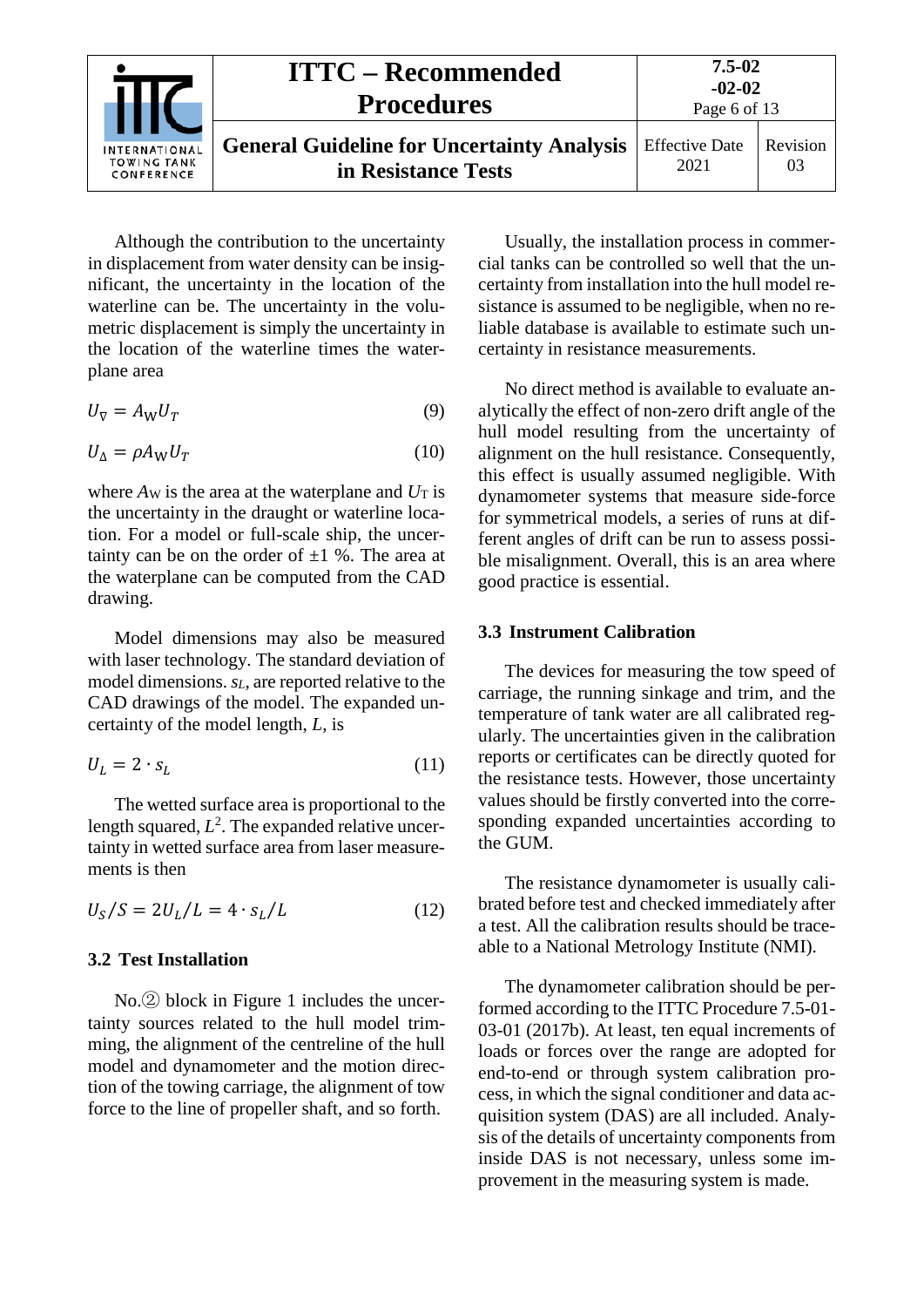Although the contribution to the uncertainty in displacement from water density can be insignificant, the uncertainty in the location of the waterline can be. The uncertainty in the volumetric displacement is simply the uncertainty in the location of the waterline times the waterplane area

$$U_{\nabla} = A_{\mathrm{W}} U_{T} \tag{9}$$

$$U_{\Delta} = \rho A_{\mathrm{W}} U_{T} \tag{10}$$

where $A_{\mathrm{W}}$ is the area at the waterplane and $U_{\mathrm{T}}$ is the uncertainty in the draught or waterline location. For a model or full-scale ship, the uncertainty can be on the order of ±1 %. The area at the waterplane can be computed from the CAD drawing.

Model dimensions may also be measured with laser technology. The standard deviation of model dimensions. $s_L$, are reported relative to the CAD drawings of the model. The expanded uncertainty of the model length, $L$, is

$$U_L = 2 \cdot s_L \tag{11}$$

The wetted surface area is proportional to the length squared, $L^2$. The expanded relative uncertainty in wetted surface area from laser measurements is then

$$U_S/S = 2U_L/L = 4 \cdot s_L/L \tag{12}$$

### 3.2 Test Installation

No.② block in Figure 1 includes the uncertainty sources related to the hull model trimming, the alignment of the centreline of the hull model and dynamometer and the motion direction of the towing carriage, the alignment of tow force to the line of propeller shaft, and so forth.

Usually, the installation process in commercial tanks can be controlled so well that the uncertainty from installation into the hull model resistance is assumed to be negligible, when no reliable database is available to estimate such uncertainty in resistance measurements.

No direct method is available to evaluate analytically the effect of non-zero drift angle of the hull model resulting from the uncertainty of alignment on the hull resistance. Consequently, this effect is usually assumed negligible. With dynamometer systems that measure side-force for symmetrical models, a series of runs at different angles of drift can be run to assess possible misalignment. Overall, this is an area where good practice is essential.

### 3.3 Instrument Calibration

The devices for measuring the tow speed of carriage, the running sinkage and trim, and the temperature of tank water are all calibrated regularly. The uncertainties given in the calibration reports or certificates can be directly quoted for the resistance tests. However, those uncertainty values should be firstly converted into the corresponding expanded uncertainties according to the GUM.

The resistance dynamometer is usually calibrated before test and checked immediately after a test. All the calibration results should be traceable to a National Metrology Institute (NMI).

The dynamometer calibration should be performed according to the ITTC Procedure 7.5-01-03-01 (2017b). At least, ten equal increments of loads or forces over the range are adopted for end-to-end or through system calibration process, in which the signal conditioner and data acquisition system (DAS) are all included. Analysis of the details of uncertainty components from inside DAS is not necessary, unless some improvement in the measuring system is made.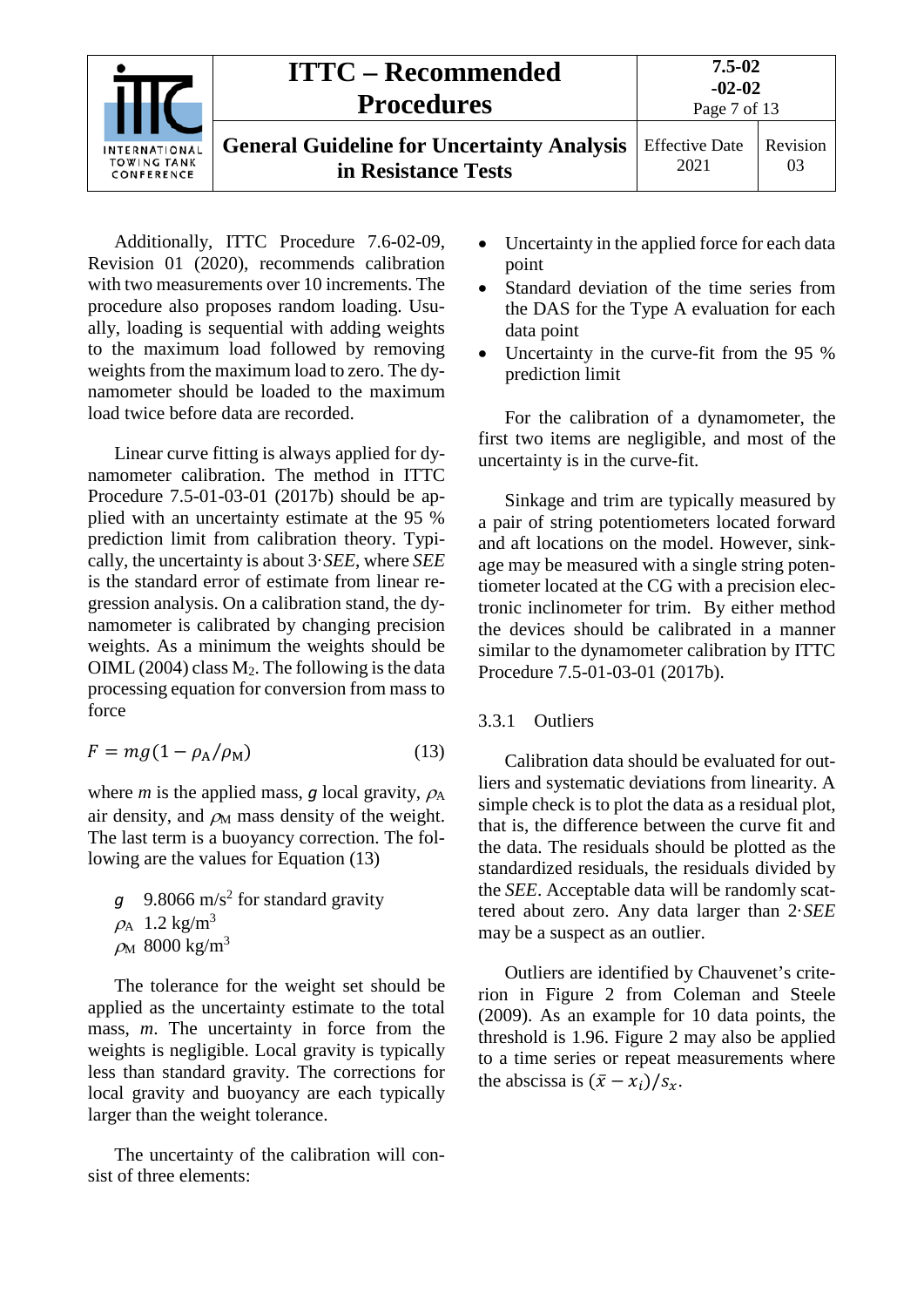Additionally, ITTC Procedure 7.6-02-09, Revision 01 (2020), recommends calibration with two measurements over 10 increments. The procedure also proposes random loading. Usually, loading is sequential with adding weights to the maximum load followed by removing weights from the maximum load to zero. The dynamometer should be loaded to the maximum load twice before data are recorded.

Linear curve fitting is always applied for dynamometer calibration. The method in ITTC Procedure 7.5-01-03-01 (2017b) should be applied with an uncertainty estimate at the 95 % prediction limit from calibration theory. Typically, the uncertainty is about 3·*SEE*, where *SEE* is the standard error of estimate from linear regression analysis. On a calibration stand, the dynamometer is calibrated by changing precision weights. As a minimum the weights should be OIML (2004) class $M_2$. The following is the data processing equation for conversion from mass to force

$$F = mg(1 - \rho_A/\rho_M) \tag{13}$$

where $m$ is the applied mass, $g$ local gravity, $\rho_A$ air density, and $\rho_M$ mass density of the weight. The last term is a buoyancy correction. The following are the values for Equation (13)

$g$ 9.8066 m/s$^2$ for standard gravity
$\rho_A$ 1.2 kg/m$^3$
$\rho_M$ 8000 kg/m$^3$

The tolerance for the weight set should be applied as the uncertainty estimate to the total mass, $m$. The uncertainty in force from the weights is negligible. Local gravity is typically less than standard gravity. The corrections for local gravity and buoyancy are each typically larger than the weight tolerance.

The uncertainty of the calibration will consist of three elements:

- Uncertainty in the applied force for each data point
- Standard deviation of the time series from the DAS for the Type A evaluation for each data point
- Uncertainty in the curve-fit from the 95 % prediction limit

For the calibration of a dynamometer, the first two items are negligible, and most of the uncertainty is in the curve-fit.

Sinkage and trim are typically measured by a pair of string potentiometers located forward and aft locations on the model. However, sinkage may be measured with a single string potentiometer located at the CG with a precision electronic inclinometer for trim. By either method the devices should be calibrated in a manner similar to the dynamometer calibration by ITTC Procedure 7.5-01-03-01 (2017b).

### 3.3.1 Outliers

Calibration data should be evaluated for outliers and systematic deviations from linearity. A simple check is to plot the data as a residual plot, that is, the difference between the curve fit and the data. The residuals should be plotted as the standardized residuals, the residuals divided by the *SEE*. Acceptable data will be randomly scattered about zero. Any data larger than 2·*SEE* may be a suspect as an outlier.

Outliers are identified by Chauvenet's criterion in Figure 2 from Coleman and Steele (2009). As an example for 10 data points, the threshold is 1.96. Figure 2 may also be applied to a time series or repeat measurements where the abscissa is $(\bar{x} - x_i)/s_x$.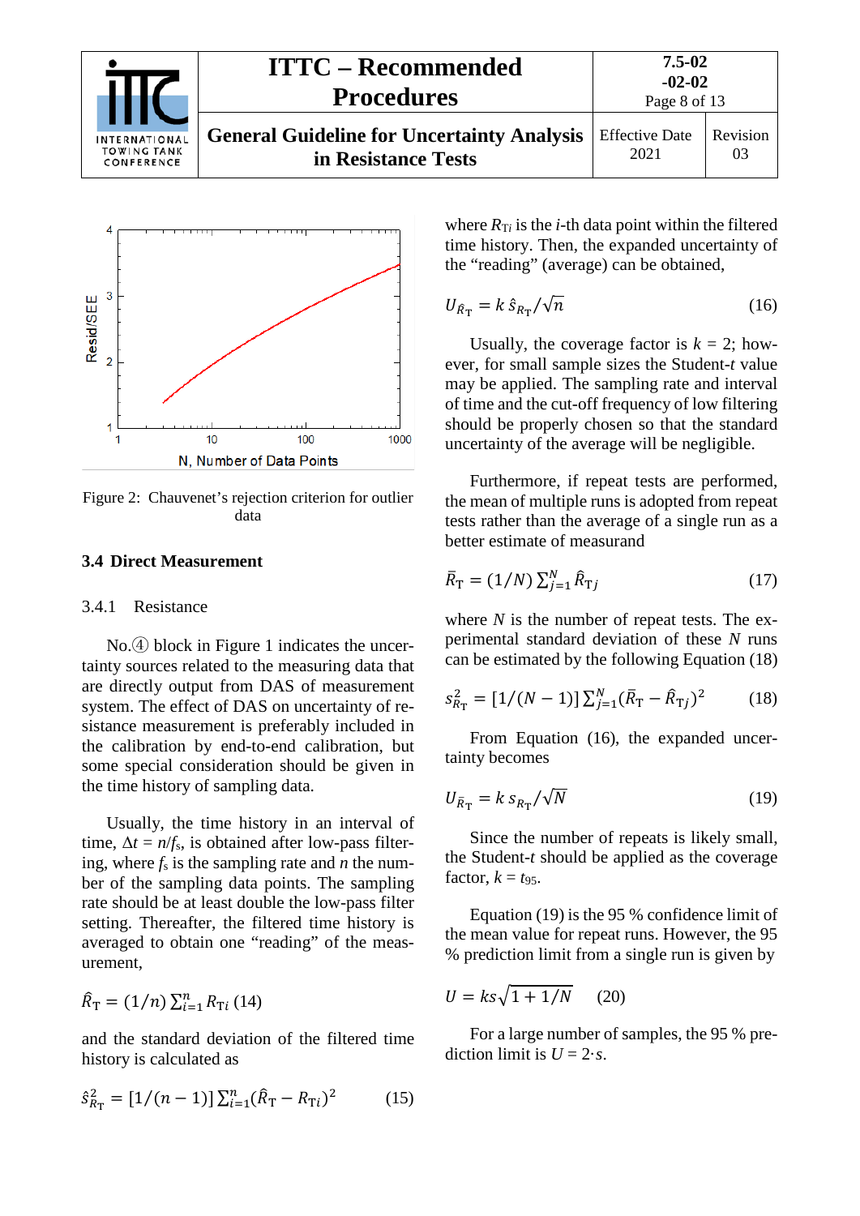Figure 2: Chauvenet's rejection criterion for outlier data

### 3.4 Direct Measurement

#### 3.4.1 Resistance

No.④ block in Figure 1 indicates the uncertainty sources related to the measuring data that are directly output from DAS of measurement system. The effect of DAS on uncertainty of resistance measurement is preferably included in the calibration by end-to-end calibration, but some special consideration should be given in the time history of sampling data.

Usually, the time history in an interval of time, $\Delta t = n/f_s$, is obtained after low-pass filtering, where $f_s$ is the sampling rate and $n$ the number of the sampling data points. The sampling rate should be at least double the low-pass filter setting. Thereafter, the filtered time history is averaged to obtain one "reading" of the measurement,

$$\hat{R}_T = (1/n)\sum_{i=1}^{n} R_{Ti} \quad (14)$$

and the standard deviation of the filtered time history is calculated as

$$\hat{s}_{R_T}^2 = [1/(n-1)]\sum_{i=1}^{n}(\hat{R}_T - R_{Ti})^2 \quad (15)$$

where $R_{Ti}$ is the $i$-th data point within the filtered time history. Then, the expanded uncertainty of the "reading" (average) can be obtained,

$$U_{\hat{R}_T} = k\,\hat{s}_{R_T}/\sqrt{n} \quad (16)$$

Usually, the coverage factor is $k = 2$; however, for small sample sizes the Student-$t$ value may be applied. The sampling rate and interval of time and the cut-off frequency of low filtering should be properly chosen so that the standard uncertainty of the average will be negligible.

Furthermore, if repeat tests are performed, the mean of multiple runs is adopted from repeat tests rather than the average of a single run as a better estimate of measurand

$$\bar{R}_T = (1/N)\sum_{j=1}^{N}\hat{R}_{Tj} \quad (17)$$

where $N$ is the number of repeat tests. The experimental standard deviation of these $N$ runs can be estimated by the following Equation (18)

$$s_{R_T}^2 = [1/(N-1)]\sum_{j=1}^{N}(\bar{R}_T - \hat{R}_{Tj})^2 \quad (18)$$

From Equation (16), the expanded uncertainty becomes

$$U_{\bar{R}_T} = k\,s_{R_T}/\sqrt{N} \quad (19)$$

Since the number of repeats is likely small, the Student-$t$ should be applied as the coverage factor, $k = t_{95}$.

Equation (19) is the 95 % confidence limit of the mean value for repeat runs. However, the 95 % prediction limit from a single run is given by

$$U = ks\sqrt{1 + 1/N} \quad (20)$$

For a large number of samples, the 95 % prediction limit is $U = 2\cdot s$.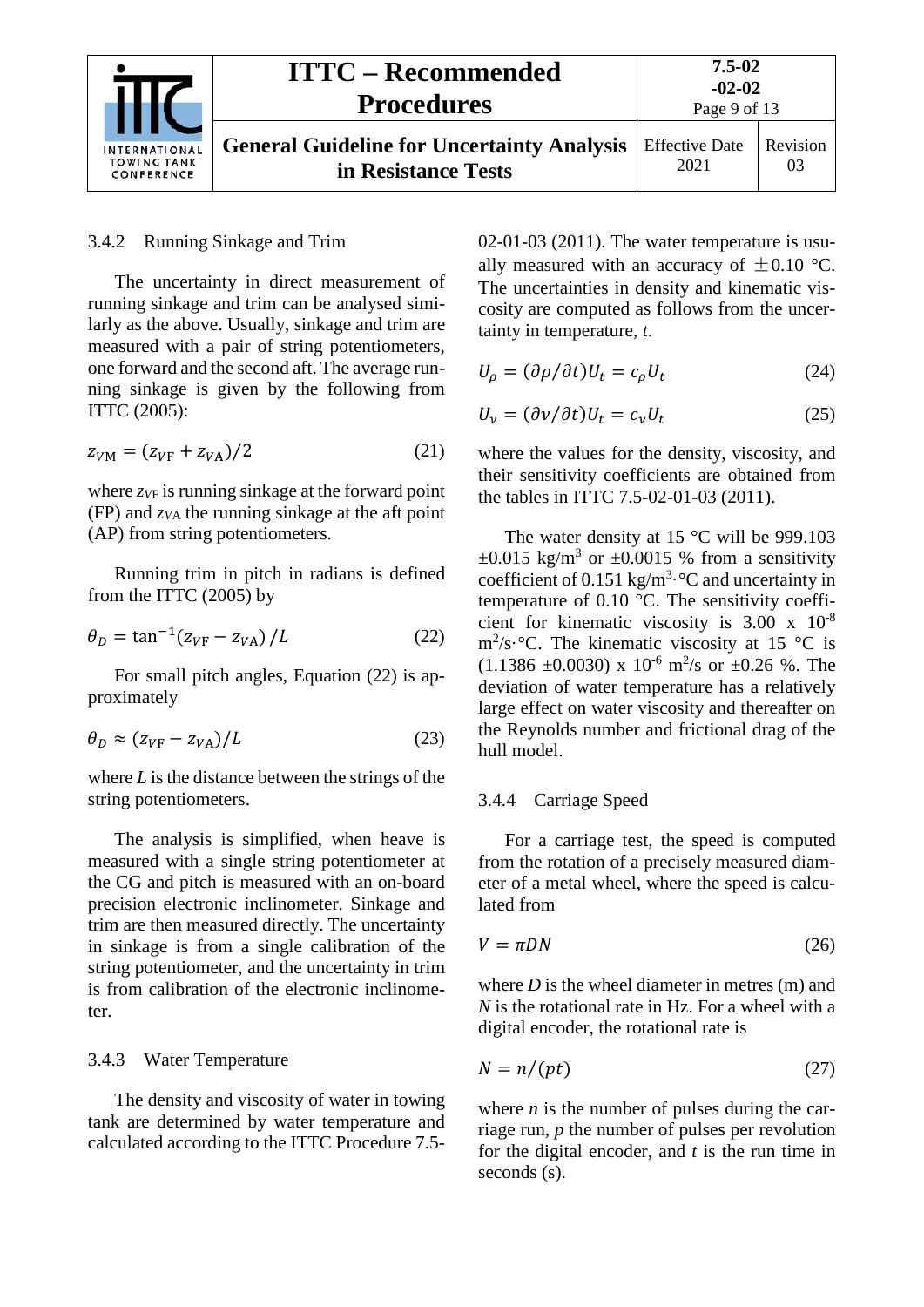### 3.4.2 Running Sinkage and Trim

The uncertainty in direct measurement of running sinkage and trim can be analysed similarly as the above. Usually, sinkage and trim are measured with a pair of string potentiometers, one forward and the second aft. The average running sinkage is given by the following from ITTC (2005):

$$z_{V\mathrm{M}} = (z_{V\mathrm{F}} + z_{V\mathrm{A}})/2 \tag{21}$$

where $z_{VF}$ is running sinkage at the forward point (FP) and $z_{VA}$ the running sinkage at the aft point (AP) from string potentiometers.

Running trim in pitch in radians is defined from the ITTC (2005) by

$$\theta_D = \tan^{-1}(z_{V\mathrm{F}} - z_{V\mathrm{A}})\,/L \tag{22}$$

For small pitch angles, Equation (22) is approximately

$$\theta_D \approx (z_{V\mathrm{F}} - z_{V\mathrm{A}})/L \tag{23}$$

where $L$ is the distance between the strings of the string potentiometers.

The analysis is simplified, when heave is measured with a single string potentiometer at the CG and pitch is measured with an on-board precision electronic inclinometer. Sinkage and trim are then measured directly. The uncertainty in sinkage is from a single calibration of the string potentiometer, and the uncertainty in trim is from calibration of the electronic inclinometer.

### 3.4.3 Water Temperature

The density and viscosity of water in towing tank are determined by water temperature and calculated according to the ITTC Procedure 7.5-02-01-03 (2011). The water temperature is usually measured with an accuracy of $\pm 0.10$ °C. The uncertainties in density and kinematic viscosity are computed as follows from the uncertainty in temperature, $t$.

$$U_\rho = (\partial\rho/\partial t)U_t = c_\rho U_t \tag{24}$$

$$U_\nu = (\partial\nu/\partial t)U_t = c_\nu U_t \tag{25}$$

where the values for the density, viscosity, and their sensitivity coefficients are obtained from the tables in ITTC 7.5-02-01-03 (2011).

The water density at 15 °C will be 999.103 ±0.015 kg/m$^3$ or ±0.0015 % from a sensitivity coefficient of 0.151 kg/m$^3$·°C and uncertainty in temperature of 0.10 °C. The sensitivity coefficient for kinematic viscosity is 3.00 x 10$^{-8}$ m$^2$/s·°C. The kinematic viscosity at 15 °C is (1.1386 ±0.0030) x 10$^{-6}$ m$^2$/s or ±0.26 %. The deviation of water temperature has a relatively large effect on water viscosity and thereafter on the Reynolds number and frictional drag of the hull model.

### 3.4.4 Carriage Speed

For a carriage test, the speed is computed from the rotation of a precisely measured diameter of a metal wheel, where the speed is calculated from

$$V = \pi D N \tag{26}$$

where $D$ is the wheel diameter in metres (m) and $N$ is the rotational rate in Hz. For a wheel with a digital encoder, the rotational rate is

$$N = n/(pt) \tag{27}$$

where $n$ is the number of pulses during the carriage run, $p$ the number of pulses per revolution for the digital encoder, and $t$ is the run time in seconds (s).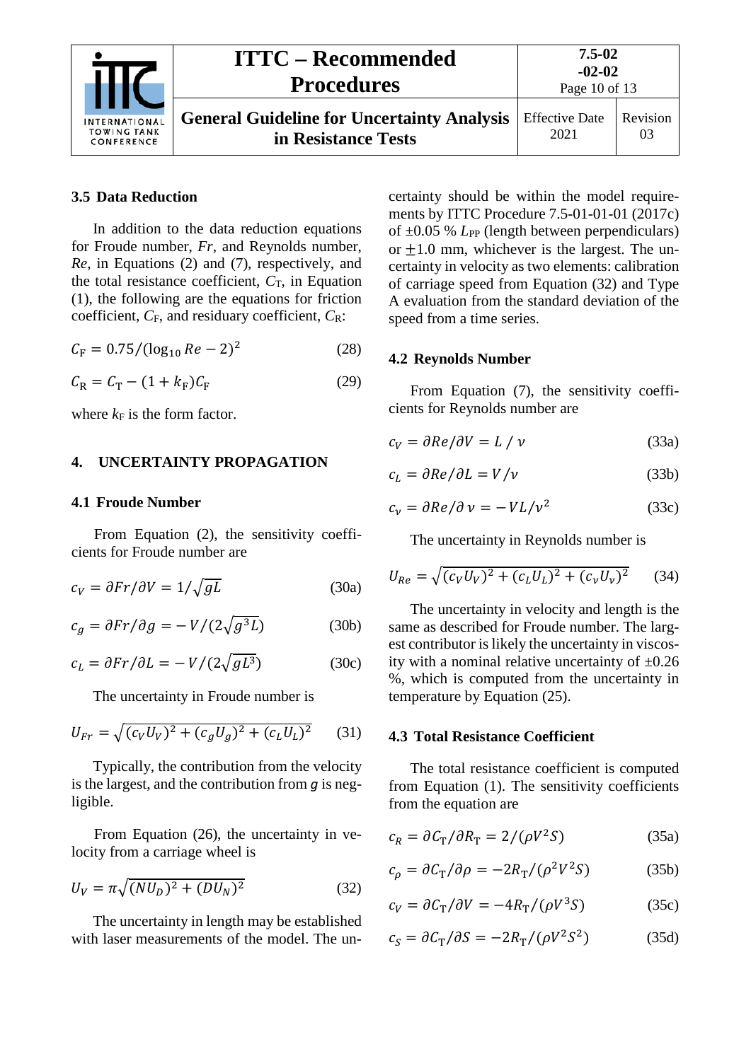### 3.5 Data Reduction

In addition to the data reduction equations for Froude number, $Fr$, and Reynolds number, $Re$, in Equations (2) and (7), respectively, and the total resistance coefficient, $C_T$, in Equation (1), the following are the equations for friction coefficient, $C_F$, and residuary coefficient, $C_R$:

$$C_F = 0.75/(\log_{10} Re - 2)^2 \tag{28}$$

$$C_R = C_T - (1 + k_F)C_F \tag{29}$$

where $k_F$ is the form factor.

## 4. UNCERTAINTY PROPAGATION

### 4.1 Froude Number

From Equation (2), the sensitivity coefficients for Froude number are

$$c_V = \partial Fr/\partial V = 1/\sqrt{gL} \tag{30a}$$

$$c_g = \partial Fr/\partial g = -V/(2\sqrt{g^3 L}) \tag{30b}$$

$$c_L = \partial Fr/\partial L = -V/(2\sqrt{gL^3}) \tag{30c}$$

The uncertainty in Froude number is

$$U_{Fr} = \sqrt{(c_V U_V)^2 + (c_g U_g)^2 + (c_L U_L)^2} \tag{31}$$

Typically, the contribution from the velocity is the largest, and the contribution from $g$ is negligible.

From Equation (26), the uncertainty in velocity from a carriage wheel is

$$U_V = \pi\sqrt{(NU_D)^2 + (DU_N)^2} \tag{32}$$

The uncertainty in length may be established with laser measurements of the model. The uncertainty should be within the model requirements by ITTC Procedure 7.5-01-01-01 (2017c) of ±0.05 % $L_{PP}$ (length between perpendiculars) or ±1.0 mm, whichever is the largest. The uncertainty in velocity as two elements: calibration of carriage speed from Equation (32) and Type A evaluation from the standard deviation of the speed from a time series.

### 4.2 Reynolds Number

From Equation (7), the sensitivity coefficients for Reynolds number are

$$c_V = \partial Re/\partial V = L / \nu \tag{33a}$$

$$c_L = \partial Re/\partial L = V/\nu \tag{33b}$$

$$c_\nu = \partial Re/\partial \nu = -VL/\nu^2 \tag{33c}$$

The uncertainty in Reynolds number is

$$U_{Re} = \sqrt{(c_V U_V)^2 + (c_L U_L)^2 + (c_\nu U_\nu)^2} \tag{34}$$

The uncertainty in velocity and length is the same as described for Froude number. The largest contributor is likely the uncertainty in viscosity with a nominal relative uncertainty of ±0.26 %, which is computed from the uncertainty in temperature by Equation (25).

### 4.3 Total Resistance Coefficient

The total resistance coefficient is computed from Equation (1). The sensitivity coefficients from the equation are

$$c_R = \partial C_T/\partial R_T = 2/(\rho V^2 S) \tag{35a}$$

$$c_\rho = \partial C_T/\partial \rho = -2R_T/(\rho^2 V^2 S) \tag{35b}$$

$$c_V = \partial C_T/\partial V = -4R_T/(\rho V^3 S) \tag{35c}$$

$$c_S = \partial C_T/\partial S = -2R_T/(\rho V^2 S^2) \tag{35d}$$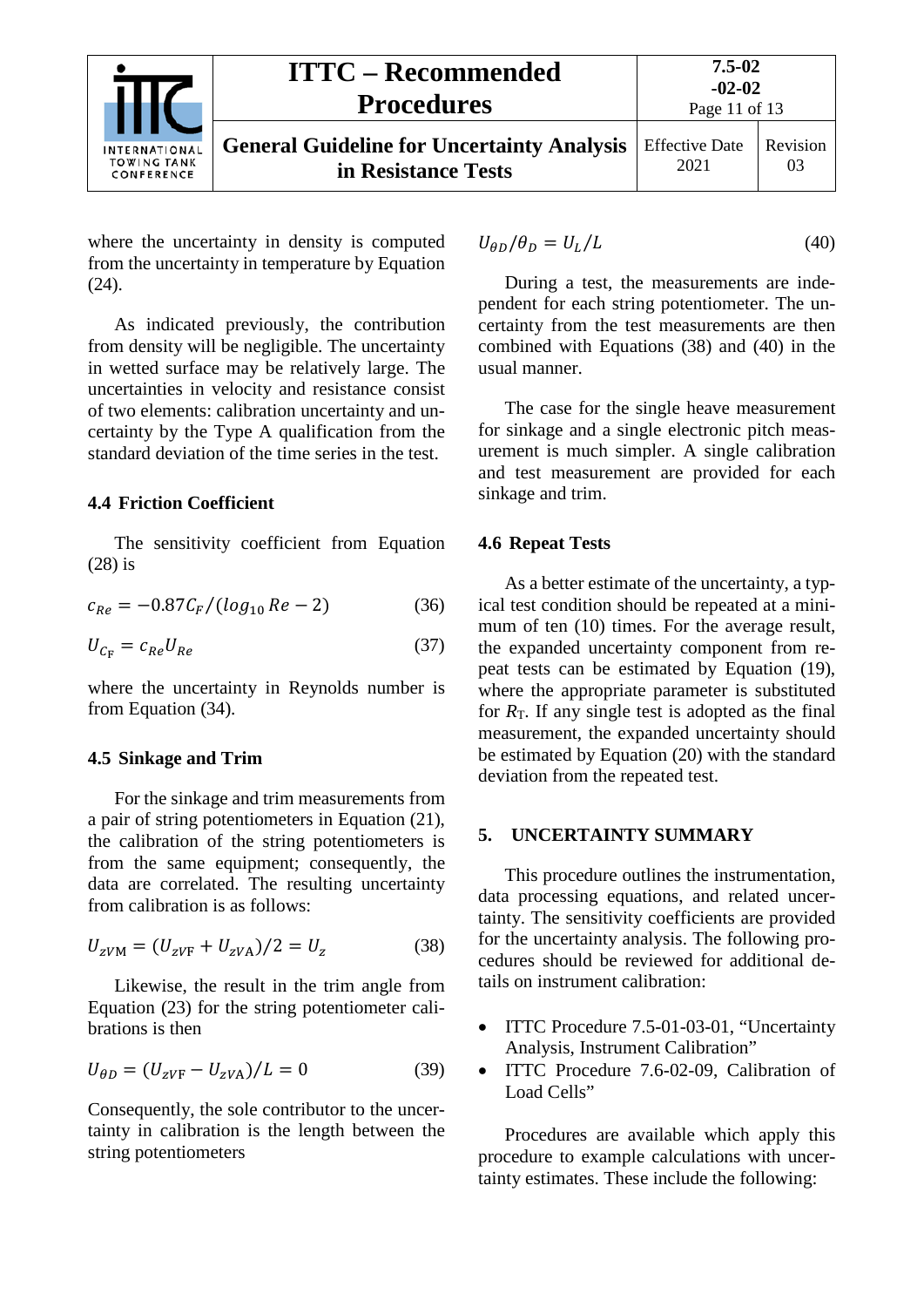where the uncertainty in density is computed from the uncertainty in temperature by Equation (24).

As indicated previously, the contribution from density will be negligible. The uncertainty in wetted surface may be relatively large. The uncertainties in velocity and resistance consist of two elements: calibration uncertainty and uncertainty by the Type A qualification from the standard deviation of the time series in the test.

### 4.4 Friction Coefficient

The sensitivity coefficient from Equation (28) is

$$c_{Re} = -0.87 C_F / (log_{10} Re - 2) \tag{36}$$

$$U_{C_\mathrm{F}} = c_{Re} U_{Re} \tag{37}$$

where the uncertainty in Reynolds number is from Equation (34).

### 4.5 Sinkage and Trim

For the sinkage and trim measurements from a pair of string potentiometers in Equation (21), the calibration of the string potentiometers is from the same equipment; consequently, the data are correlated. The resulting uncertainty from calibration is as follows:

$$U_{z\mathrm{VM}} = (U_{z\mathrm{VF}} + U_{z\mathrm{VA}})/2 = U_z \tag{38}$$

Likewise, the result in the trim angle from Equation (23) for the string potentiometer calibrations is then

$$U_{\theta D} = (U_{z\mathrm{VF}} - U_{z\mathrm{VA}})/L = 0 \tag{39}$$

Consequently, the sole contributor to the uncertainty in calibration is the length between the string potentiometers

$$U_{\theta D} / \theta_D = U_L / L \tag{40}$$

During a test, the measurements are independent for each string potentiometer. The uncertainty from the test measurements are then combined with Equations (38) and (40) in the usual manner.

The case for the single heave measurement for sinkage and a single electronic pitch measurement is much simpler. A single calibration and test measurement are provided for each sinkage and trim.

### 4.6 Repeat Tests

As a better estimate of the uncertainty, a typical test condition should be repeated at a minimum of ten (10) times. For the average result, the expanded uncertainty component from repeat tests can be estimated by Equation (19), where the appropriate parameter is substituted for $R_\mathrm{T}$. If any single test is adopted as the final measurement, the expanded uncertainty should be estimated by Equation (20) with the standard deviation from the repeated test.

## 5. UNCERTAINTY SUMMARY

This procedure outlines the instrumentation, data processing equations, and related uncertainty. The sensitivity coefficients are provided for the uncertainty analysis. The following procedures should be reviewed for additional details on instrument calibration:

- ITTC Procedure 7.5-01-03-01, "Uncertainty Analysis, Instrument Calibration"
- ITTC Procedure 7.6-02-09, Calibration of Load Cells"

Procedures are available which apply this procedure to example calculations with uncertainty estimates. These include the following: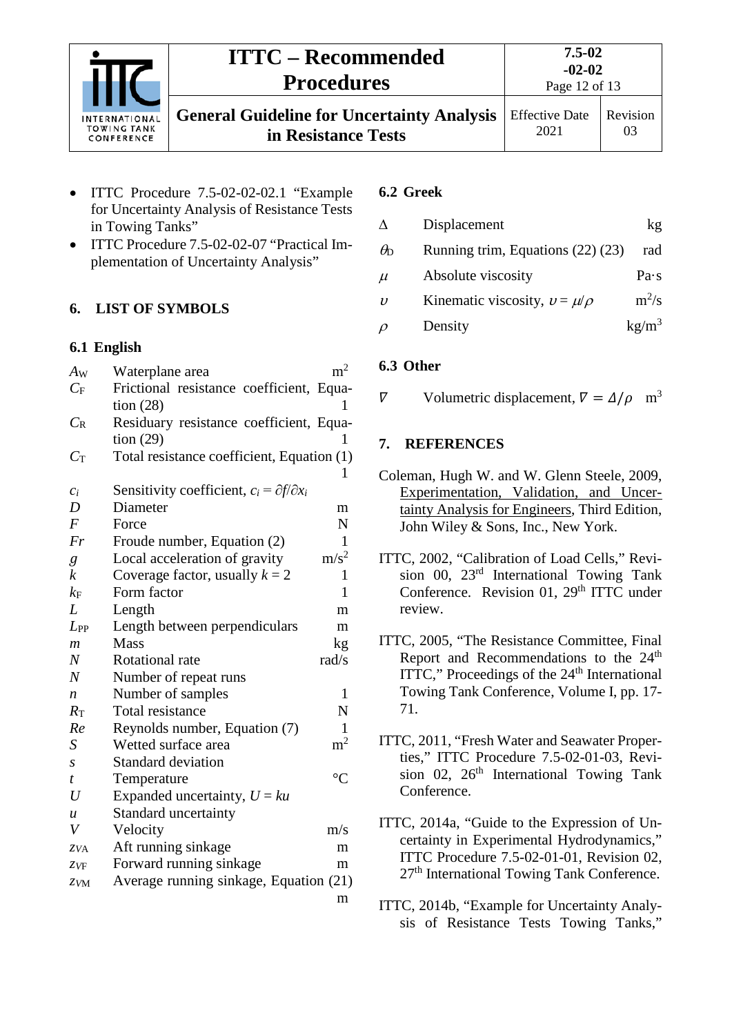- ITTC Procedure 7.5-02-02-02.1 "Example for Uncertainty Analysis of Resistance Tests in Towing Tanks"
- ITTC Procedure 7.5-02-02-07 "Practical Implementation of Uncertainty Analysis"

## 6. LIST OF SYMBOLS

### 6.1 English

| Symbol | Description | Unit |
|---|---|---|
| $A_W$ | Waterplane area | $m^2$ |
| $C_F$ | Frictional resistance coefficient, Equation (28) | 1 |
| $C_R$ | Residuary resistance coefficient, Equation (29) | 1 |
| $C_T$ | Total resistance coefficient, Equation (1) | 1 |
| $c_i$ | Sensitivity coefficient, $c_i = \partial f / \partial x_i$ | |
| $D$ | Diameter | m |
| $F$ | Force | N |
| $Fr$ | Froude number, Equation (2) | 1 |
| $g$ | Local acceleration of gravity | $m/s^2$ |
| $k$ | Coverage factor, usually $k = 2$ | 1 |
| $k_F$ | Form factor | 1 |
| $L$ | Length | m |
| $L_{PP}$ | Length between perpendiculars | m |
| $m$ | Mass | kg |
| $N$ | Rotational rate | rad/s |
| $N$ | Number of repeat runs | |
| $n$ | Number of samples | 1 |
| $R_T$ | Total resistance | N |
| $Re$ | Reynolds number, Equation (7) | 1 |
| $S$ | Wetted surface area | $m^2$ |
| $s$ | Standard deviation | |
| $t$ | Temperature | °C |
| $U$ | Expanded uncertainty, $U = ku$ | |
| $u$ | Standard uncertainty | |
| $V$ | Velocity | m/s |
| $z_{VA}$ | Aft running sinkage | m |
| $z_{VF}$ | Forward running sinkage | m |
| $z_{VM}$ | Average running sinkage, Equation (21) | m |

### 6.2 Greek

| Symbol | Description | Unit |
|---|---|---|
| $\Delta$ | Displacement | kg |
| $\theta_D$ | Running trim, Equations (22) (23) | rad |
| $\mu$ | Absolute viscosity | Pa·s |
| $\upsilon$ | Kinematic viscosity, $\upsilon = \mu/\rho$ | $m^2/s$ |
| $\rho$ | Density | $kg/m^3$ |

### 6.3 Other

| Symbol | Description | Unit |
|---|---|---|
| $\nabla$ | Volumetric displacement, $\nabla = \Delta/\rho$ | $m^3$ |

## 7. REFERENCES

Coleman, Hugh W. and W. Glenn Steele, 2009, Experimentation, Validation, and Uncertainty Analysis for Engineers, Third Edition, John Wiley & Sons, Inc., New York.

ITTC, 2002, "Calibration of Load Cells," Revision 00, 23rd International Towing Tank Conference. Revision 01, 29th ITTC under review.

ITTC, 2005, "The Resistance Committee, Final Report and Recommendations to the 24th ITTC," Proceedings of the 24th International Towing Tank Conference, Volume I, pp. 17-71.

ITTC, 2011, "Fresh Water and Seawater Properties," ITTC Procedure 7.5-02-01-03, Revision 02, 26th International Towing Tank Conference.

ITTC, 2014a, "Guide to the Expression of Uncertainty in Experimental Hydrodynamics," ITTC Procedure 7.5-02-01-01, Revision 02, 27th International Towing Tank Conference.

ITTC, 2014b, "Example for Uncertainty Analysis of Resistance Tests Towing Tanks,"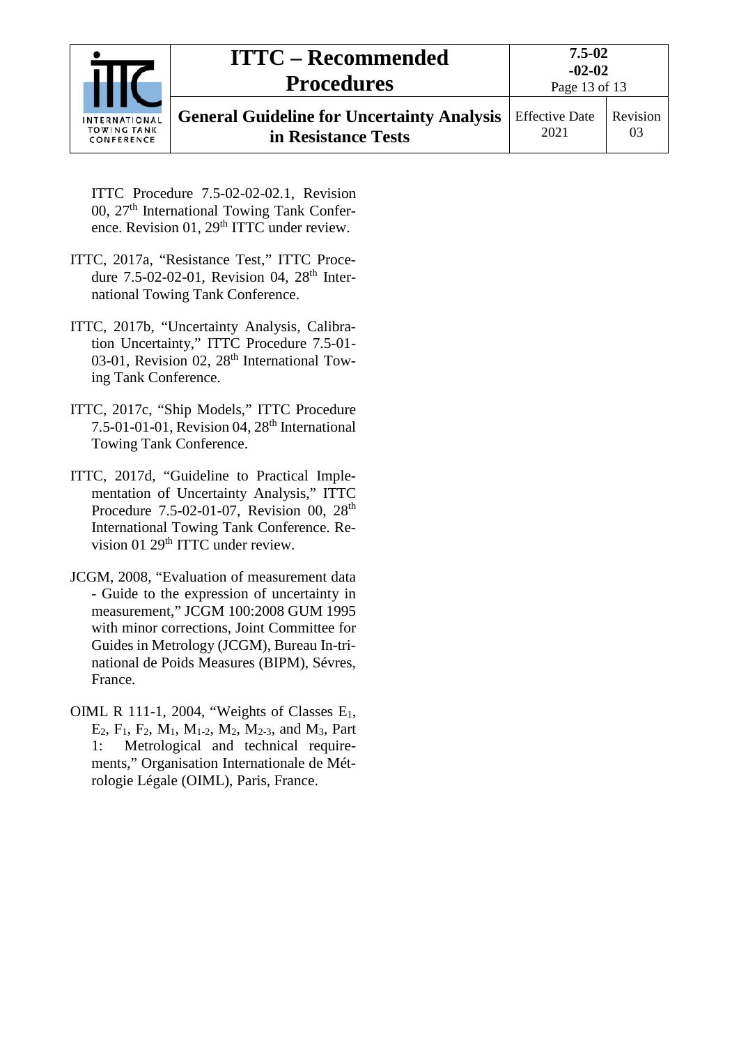ITTC Procedure 7.5-02-02-02.1, Revision 00, 27th International Towing Tank Conference. Revision 01, 29th ITTC under review.

ITTC, 2017a, "Resistance Test," ITTC Procedure 7.5-02-02-01, Revision 04, 28th International Towing Tank Conference.

ITTC, 2017b, "Uncertainty Analysis, Calibration Uncertainty," ITTC Procedure 7.5-01-03-01, Revision 02, 28th International Towing Tank Conference.

ITTC, 2017c, "Ship Models," ITTC Procedure 7.5-01-01-01, Revision 04, 28th International Towing Tank Conference.

ITTC, 2017d, "Guideline to Practical Implementation of Uncertainty Analysis," ITTC Procedure 7.5-02-01-07, Revision 00, 28th International Towing Tank Conference. Revision 01 29th ITTC under review.

JCGM, 2008, "Evaluation of measurement data - Guide to the expression of uncertainty in measurement," JCGM 100:2008 GUM 1995 with minor corrections, Joint Committee for Guides in Metrology (JCGM), Bureau In-trinational de Poids Measures (BIPM), Sévres, France.

OIML R 111-1, 2004, "Weights of Classes $E_1$, $E_2$, $F_1$, $F_2$, $M_1$, $M_{1\text{-}2}$, $M_2$, $M_{2\text{-}3}$, and $M_3$, Part 1: Metrological and technical requirements," Organisation Internationale de Métrologie Légale (OIML), Paris, France.